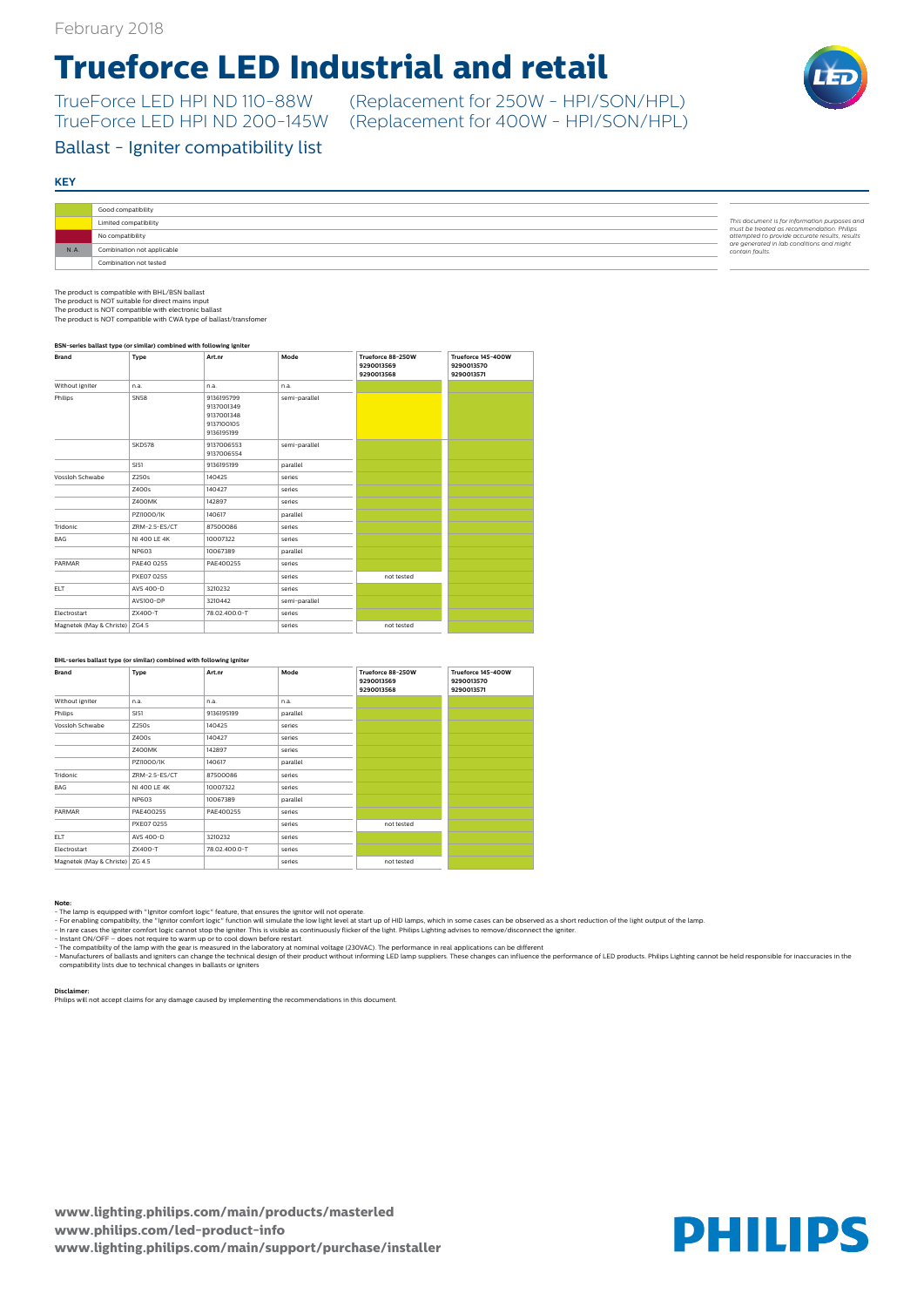February 2018

# Trueforce LED Industrial and retail

TrueForce LED HPI ND 110-88W (Replacement for 250W - HPI/SON/HPL)
TrueForce LED HPI ND 200-145W (Replacement for 400W - HPI/SON/HPL)

## Ballast - Igniter compatibility list

### KEY

| | |
|---|---|
| (green) | Good compatibility |
| (yellow) | Limited compatibility |
| (red) | No compatibility |
| N.A. | Combination not applicable |
| | Combination not tested |

*This document is for information purposes and must be treated as recommendation. Philips attempted to provide accurate results; results are generated in lab conditions and might contain faults.*

The product is compatible with BHL/BSN ballast
The product is NOT suitable for direct mains input
The product is NOT compatible with electronic ballast
The product is NOT compatible with CWA type of ballast/transfomer

**BSN-series ballast type (or similar) combined with following igniter**

| Brand | Type | Art.nr | Mode | Trueforce 88-250W 9290013569 9290013568 | Trueforce 145-400W 9290013570 9290013571 |
|---|---|---|---|---|---|
| Without igniter | n.a. | n.a. | n.a. | Good compatibility | Good compatibility |
| Philips | SN58 | 9136195799 9137001349 9137001348 9137100105 9136195199 | semi-parallel | Limited compatibility | Good compatibility |
| | SKD578 | 9137006553 9137006554 | semi-parallel | Good compatibility | Good compatibility |
| | SI51 | 9136195199 | parallel | Good compatibility | Good compatibility |
| Vossloh Schwabe | Z250s | 140425 | series | Good compatibility | Good compatibility |
| | Z400s | 140427 | series | Good compatibility | Good compatibility |
| | Z400MK | 142897 | series | Good compatibility | Good compatibility |
| | PZ11000/1K | 140617 | parallel | Good compatibility | Good compatibility |
| Tridonic | ZRM-2.5-ES/CT | 87500086 | series | Good compatibility | Good compatibility |
| BAG | NI 400 LE 4K | 10007322 | series | Good compatibility | Good compatibility |
| | NP603 | 10067389 | parallel | Good compatibility | Good compatibility |
| PARMAR | PAE40 0255 | PAE400255 | series | Good compatibility | Good compatibility |
| | PXE07 0255 | | series | not tested | Good compatibility |
| ELT | AVS 400-D | 3210232 | series | Good compatibility | Good compatibility |
| | AVS100-DP | 3210442 | semi-parallel | Good compatibility | Good compatibility |
| Electrostart | ZX400-T | 78.02.400.0-T | series | Good compatibility | Good compatibility |
| Magnetek (May & Christe) | ZG4.5 | | series | not tested | Good compatibility |

**BHL-series ballast type (or similar) combined with following igniter**

| Brand | Type | Art.nr | Mode | Trueforce 88-250W 9290013569 9290013568 | Trueforce 145-400W 9290013570 9290013571 |
|---|---|---|---|---|---|
| Without igniter | n.a. | n.a. | n.a. | Good compatibility | Good compatibility |
| Philips | SI51 | 9136195199 | parallel | Good compatibility | Good compatibility |
| Vossloh Schwabe | Z250s | 140425 | series | Good compatibility | Good compatibility |
| | Z400s | 140427 | series | Good compatibility | Good compatibility |
| | Z400MK | 142897 | series | Good compatibility | Good compatibility |
| | PZ11000/1K | 140617 | parallel | Good compatibility | Good compatibility |
| Tridonic | ZRM-2.5-ES/CT | 87500086 | series | Good compatibility | Good compatibility |
| BAG | NI 400 LE 4K | 10007322 | series | Good compatibility | Good compatibility |
| | NP603 | 10067389 | parallel | Good compatibility | Good compatibility |
| PARMAR | PAE400255 | PAE400255 | series | Good compatibility | Good compatibility |
| | PXE07 0255 | | series | not tested | Good compatibility |
| ELT | AVS 400-D | 3210232 | series | Good compatibility | Good compatibility |
| Electrostart | ZX400-T | 78.02.400.0-T | series | Good compatibility | Good compatibility |
| Magnetek (May & Christe) | ZG 4.5 | | series | not tested | Good compatibility |

**Note:**

- The lamp is equipped with "Ignitor comfort logic" feature, that ensures the ignitor will not operate.
- For enabling compatibility, the "Ignitor comfort logic" function will simulate the low light level at start up of HID lamps, which in some cases can be observed as a short reduction of the light output of the lamp.
- In rare cases the igniter comfort logic cannot stop the igniter. This is visible as continuously flicker of the light. Philips Lighting advises to remove/disconnect the igniter.
- Instant ON/OFF – does not require to warm up or to cool down before restart.
- The compatibility of the lamp with the gear is measured in the laboratory at nominal voltage (230VAC). The performance in real applications can be different
- Manufacturers of ballasts and igniters can change the technical design of their product without informing LED lamp suppliers. These changes can influence the performance of LED products. Philips Lighting cannot be held responsible for inaccuracies in the compatibility lists due to technical changes in ballasts or igniters

**Disclaimer:**
Philips will not accept claims for any damage caused by implementing the recommendations in this document.

**www.lighting.philips.com/main/products/masterled**
**www.philips.com/led-product-info**
**www.lighting.philips.com/main/support/purchase/installer**

PHILIPS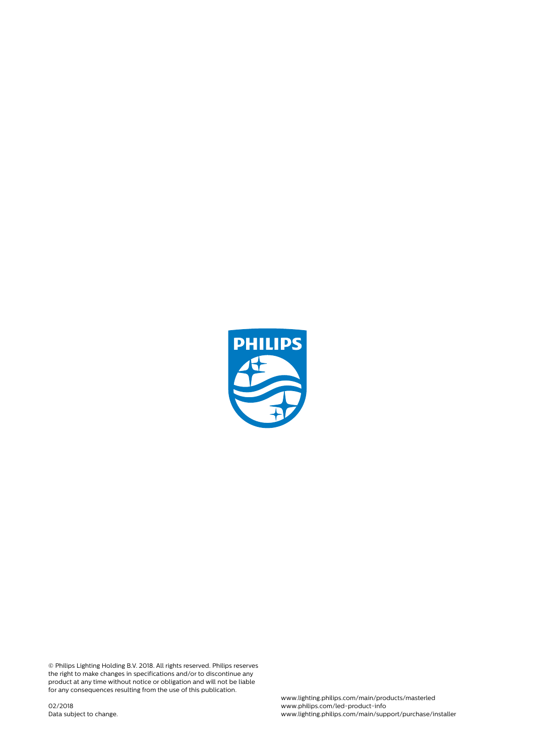PHILIPS

© Philips Lighting Holding B.V. 2018. All rights reserved. Philips reserves the right to make changes in specifications and/or to discontinue any product at any time without notice or obligation and will not be liable for any consequences resulting from the use of this publication.

02/2018
Data subject to change.

www.lighting.philips.com/main/products/masterled
www.philips.com/led-product-info
www.lighting.philips.com/main/support/purchase/installer